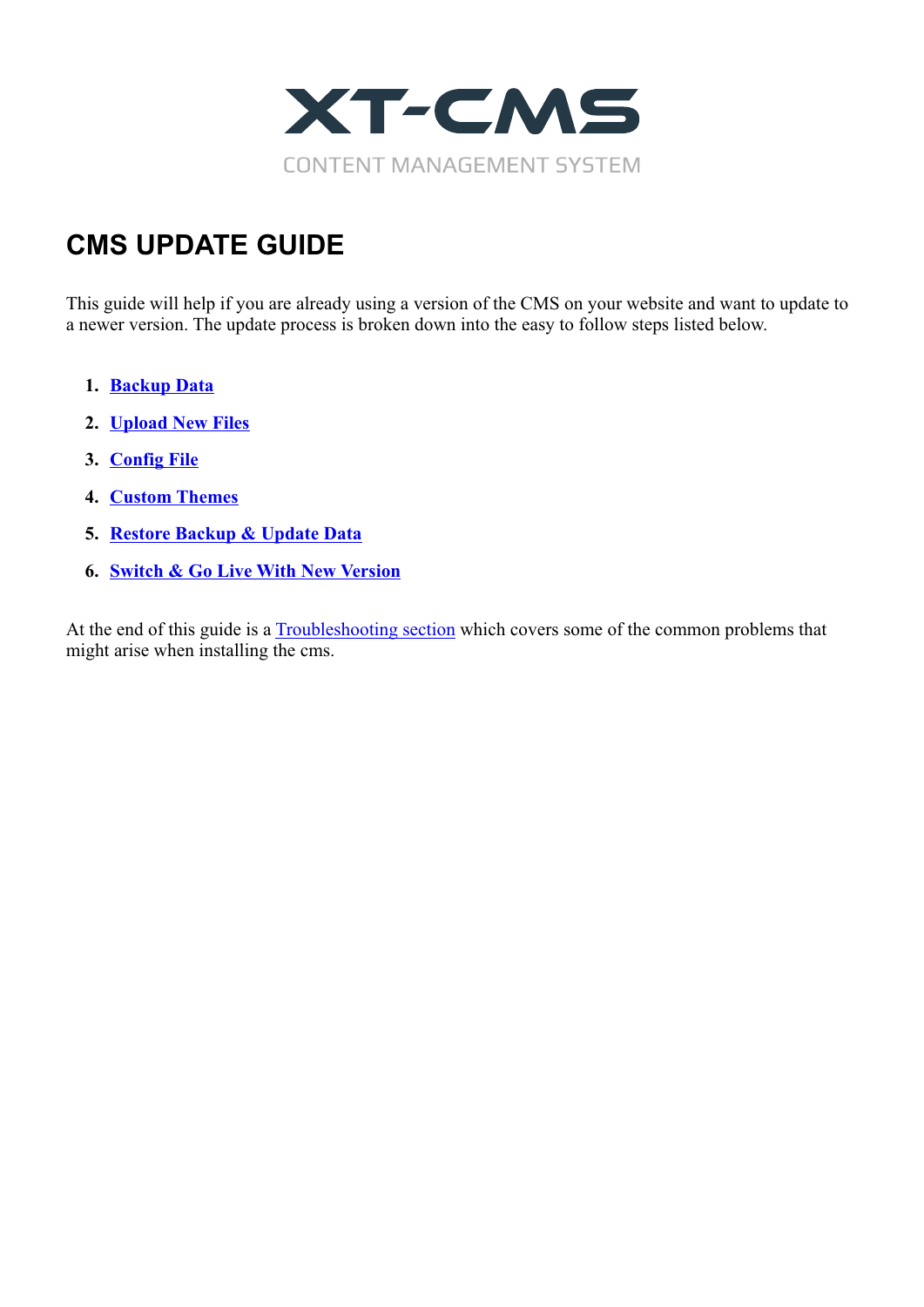# XT-CMS

CONTENT MANAGEMENT SYSTEM

## CMS UPDATE GUIDE

This guide will help if you are already using a version of the CMS on your website and want to update to a newer version. The update process is broken down into the easy to follow steps listed below.

1. **Backup Data**
2. **Upload New Files**
3. **Config File**
4. **Custom Themes**
5. **Restore Backup & Update Data**
6. **Switch & Go Live With New Version**

At the end of this guide is a Troubleshooting section which covers some of the common problems that might arise when installing the cms.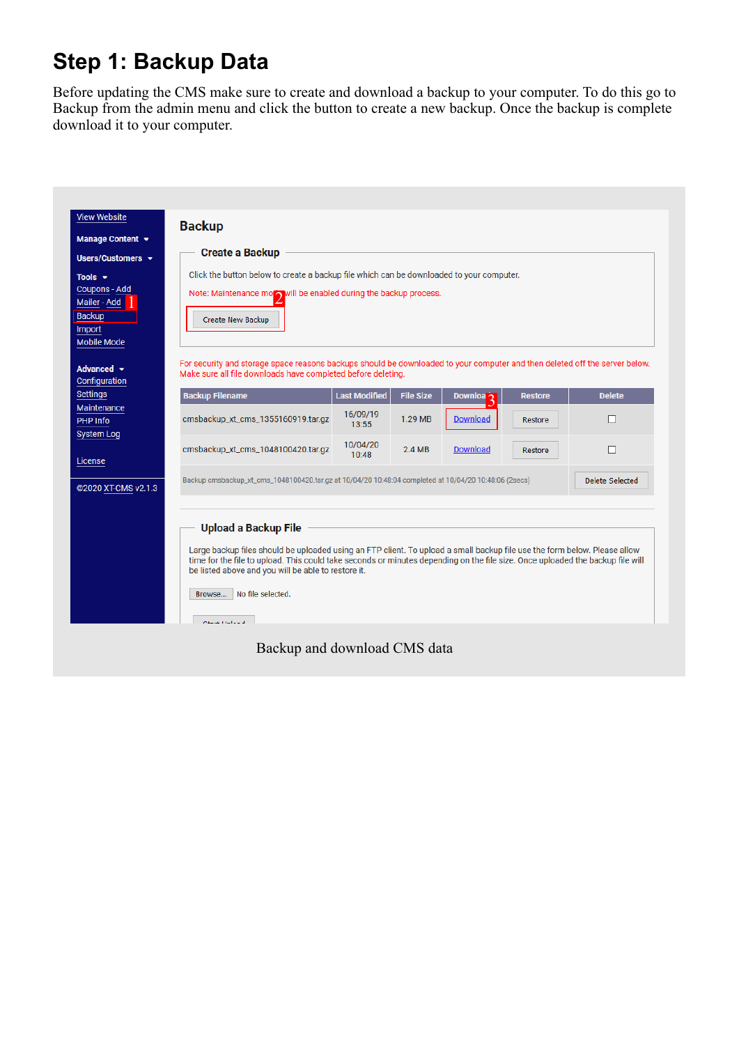# Step 1: Backup Data

Before updating the CMS make sure to create and download a backup to your computer. To do this go to Backup from the admin menu and click the button to create a new backup. Once the backup is complete download it to your computer.

Backup and download CMS data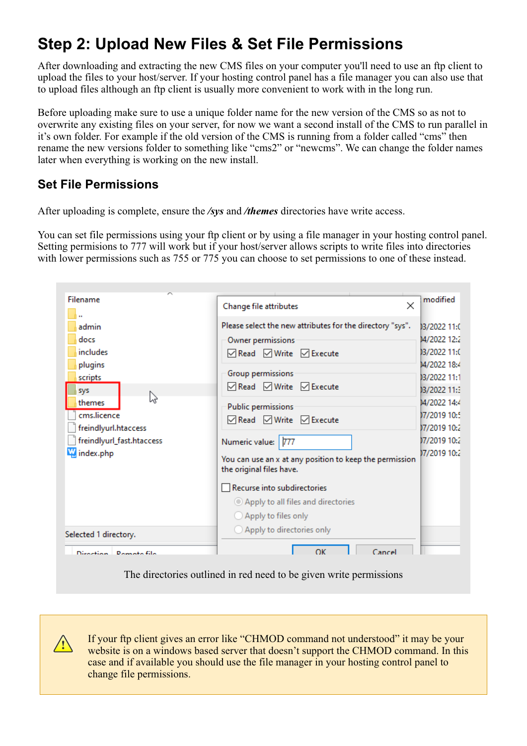# Step 2: Upload New Files & Set File Permissions

After downloading and extracting the new CMS files on your computer you'll need to use an ftp client to upload the files to your host/server. If your hosting control panel has a file manager you can also use that to upload files although an ftp client is usually more convenient to work with in the long run.

Before uploading make sure to use a unique folder name for the new version of the CMS so as not to overwrite any existing files on your server, for now we want a second install of the CMS to run parallel in it's own folder. For example if the old version of the CMS is running from a folder called "cms" then rename the new versions folder to something like "cms2" or "newcms". We can change the folder names later when everything is working on the new install.

## Set File Permissions

After uploading is complete, ensure the ***/sys*** and ***/themes*** directories have write access.

You can set file permissions using your ftp client or by using a file manager in your hosting control panel. Setting permisions to 777 will work but if your host/server allows scripts to write files into directories with lower permissions such as 755 or 775 you can choose to set permissions to one of these instead.

The directories outlined in red need to be given write permissions

If your ftp client gives an error like "CHMOD command not understood" it may be your website is on a windows based server that doesn't support the CHMOD command. In this case and if available you should use the file manager in your hosting control panel to change file permissions.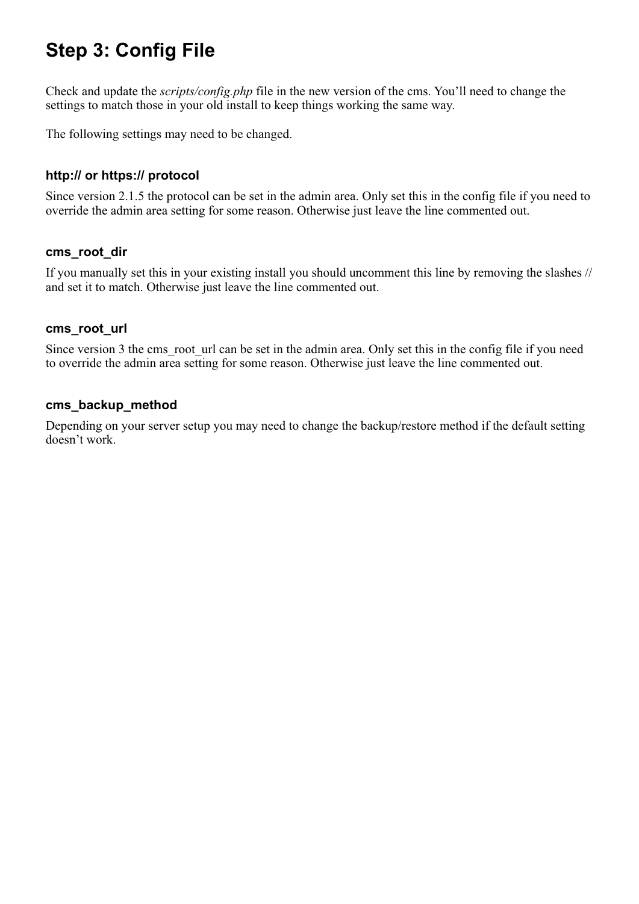# Step 3: Config File

Check and update the *scripts/config.php* file in the new version of the cms. You'll need to change the settings to match those in your old install to keep things working the same way.

The following settings may need to be changed.

### http:// or https:// protocol

Since version 2.1.5 the protocol can be set in the admin area. Only set this in the config file if you need to override the admin area setting for some reason. Otherwise just leave the line commented out.

### cms_root_dir

If you manually set this in your existing install you should uncomment this line by removing the slashes // and set it to match. Otherwise just leave the line commented out.

### cms_root_url

Since version 3 the cms_root_url can be set in the admin area. Only set this in the config file if you need to override the admin area setting for some reason. Otherwise just leave the line commented out.

### cms_backup_method

Depending on your server setup you may need to change the backup/restore method if the default setting doesn't work.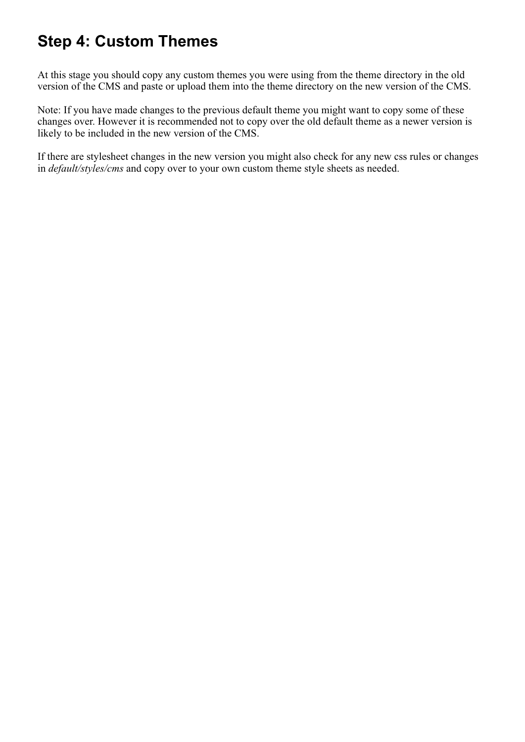## Step 4: Custom Themes

At this stage you should copy any custom themes you were using from the theme directory in the old version of the CMS and paste or upload them into the theme directory on the new version of the CMS.

Note: If you have made changes to the previous default theme you might want to copy some of these changes over. However it is recommended not to copy over the old default theme as a newer version is likely to be included in the new version of the CMS.

If there are stylesheet changes in the new version you might also check for any new css rules or changes in *default/styles/cms* and copy over to your own custom theme style sheets as needed.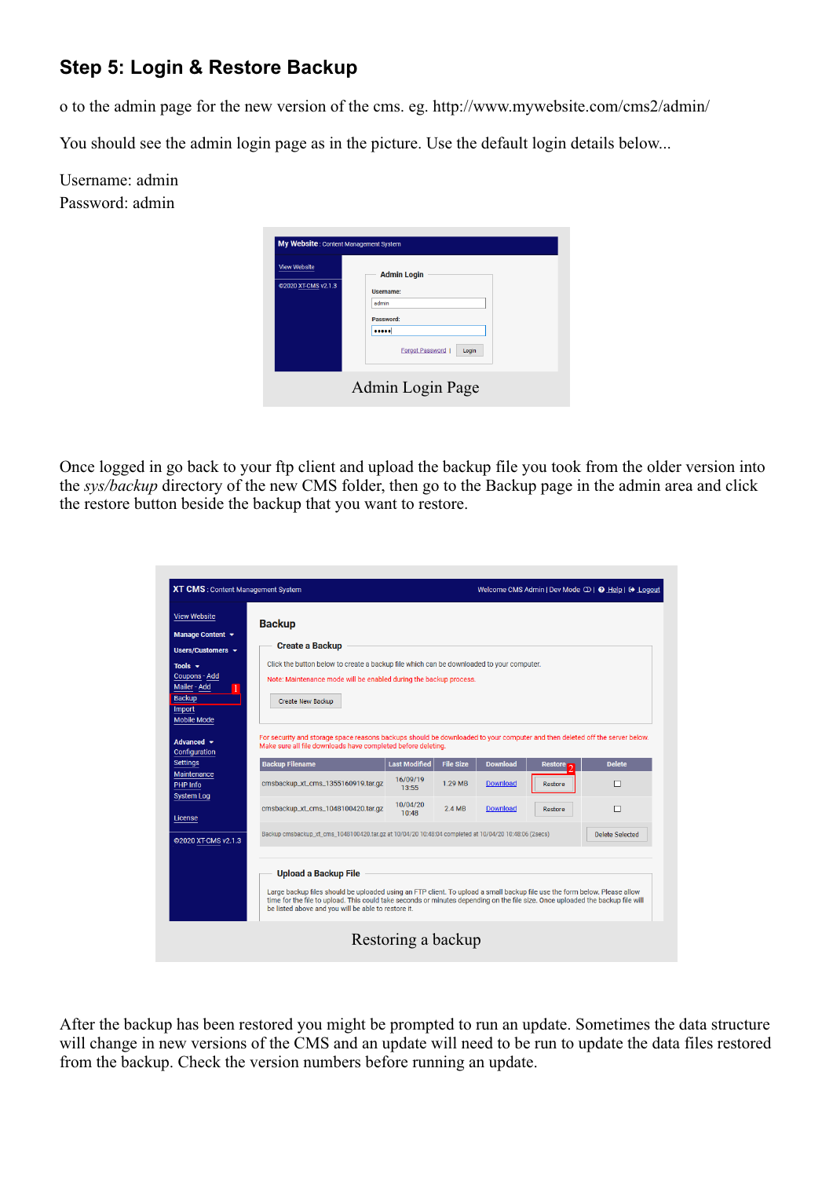## Step 5: Login & Restore Backup

o to the admin page for the new version of the cms. eg. http://www.mywebsite.com/cms2/admin/

You should see the admin login page as in the picture. Use the default login details below...

Username: admin
Password: admin

Admin Login Page

Once logged in go back to your ftp client and upload the backup file you took from the older version into the *sys/backup* directory of the new CMS folder, then go to the Backup page in the admin area and click the restore button beside the backup that you want to restore.

Restoring a backup

After the backup has been restored you might be prompted to run an update. Sometimes the data structure will change in new versions of the CMS and an update will need to be run to update the data files restored from the backup. Check the version numbers before running an update.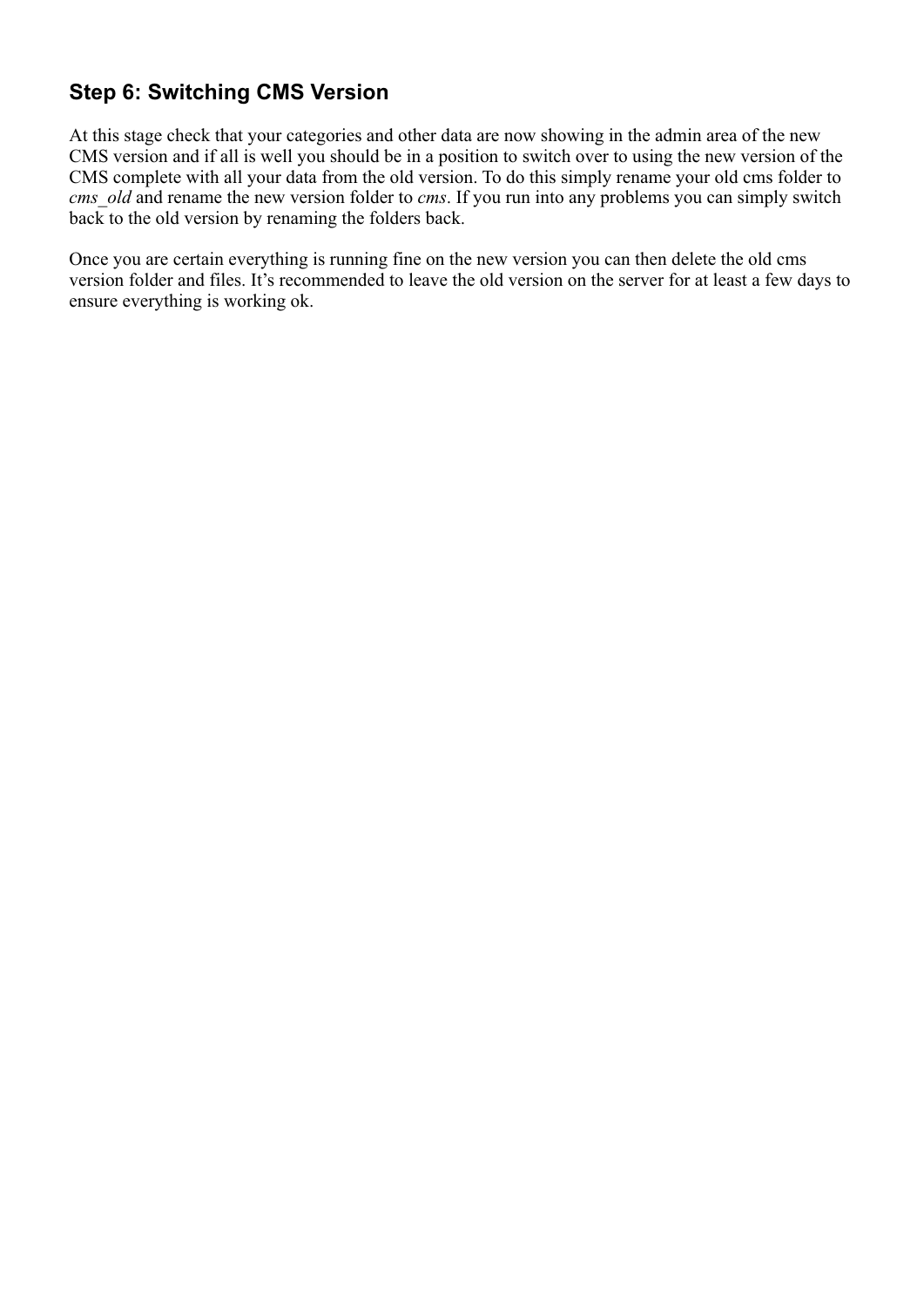## Step 6: Switching CMS Version

At this stage check that your categories and other data are now showing in the admin area of the new CMS version and if all is well you should be in a position to switch over to using the new version of the CMS complete with all your data from the old version. To do this simply rename your old cms folder to *cms_old* and rename the new version folder to *cms*. If you run into any problems you can simply switch back to the old version by renaming the folders back.

Once you are certain everything is running fine on the new version you can then delete the old cms version folder and files. It's recommended to leave the old version on the server for at least a few days to ensure everything is working ok.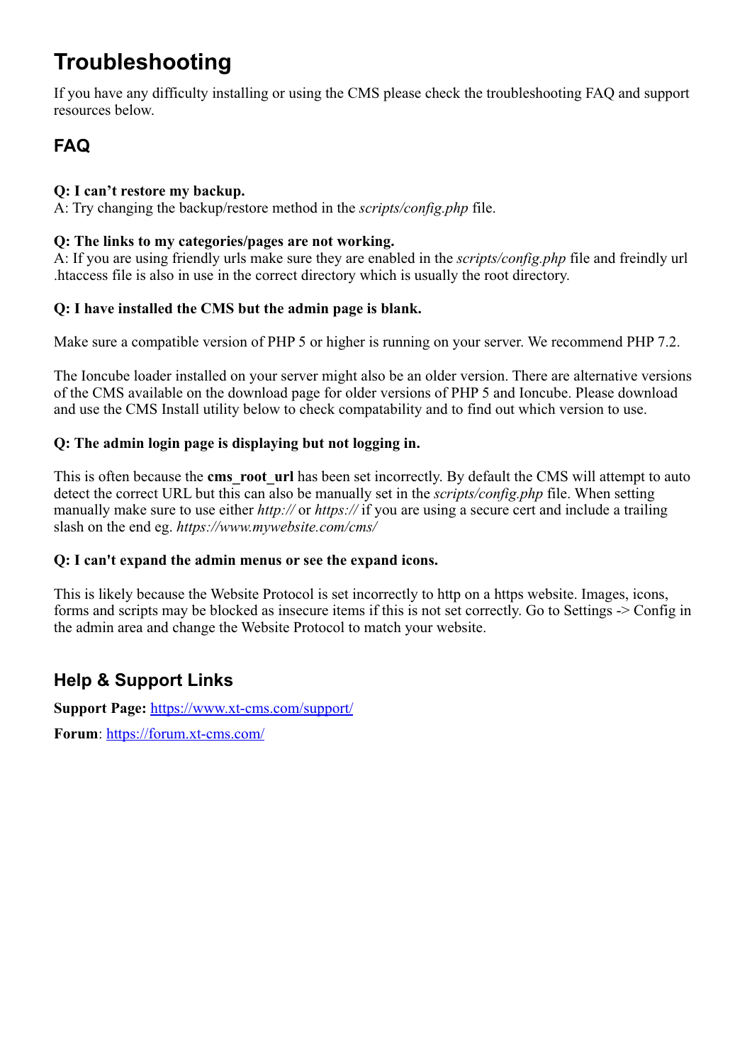# Troubleshooting

If you have any difficulty installing or using the CMS please check the troubleshooting FAQ and support resources below.

## FAQ

**Q: I can't restore my backup.**
A: Try changing the backup/restore method in the *scripts/config.php* file.

**Q: The links to my categories/pages are not working.**
A: If you are using friendly urls make sure they are enabled in the *scripts/config.php* file and freindly url .htaccess file is also in use in the correct directory which is usually the root directory.

**Q: I have installed the CMS but the admin page is blank.**

Make sure a compatible version of PHP 5 or higher is running on your server. We recommend PHP 7.2.

The Ioncube loader installed on your server might also be an older version. There are alternative versions of the CMS available on the download page for older versions of PHP 5 and Ioncube. Please download and use the CMS Install utility below to check compatability and to find out which version to use.

**Q: The admin login page is displaying but not logging in.**

This is often because the **cms_root_url** has been set incorrectly. By default the CMS will attempt to auto detect the correct URL but this can also be manually set in the *scripts/config.php* file. When setting manually make sure to use either *http://* or *https://* if you are using a secure cert and include a trailing slash on the end eg. *https://www.mywebsite.com/cms/*

**Q: I can't expand the admin menus or see the expand icons.**

This is likely because the Website Protocol is set incorrectly to http on a https website. Images, icons, forms and scripts may be blocked as insecure items if this is not set correctly. Go to Settings -> Config in the admin area and change the Website Protocol to match your website.

## Help & Support Links

**Support Page:** [https://www.xt-cms.com/support/](https://www.xt-cms.com/support/)

**Forum**: [https://forum.xt-cms.com/](https://forum.xt-cms.com/)